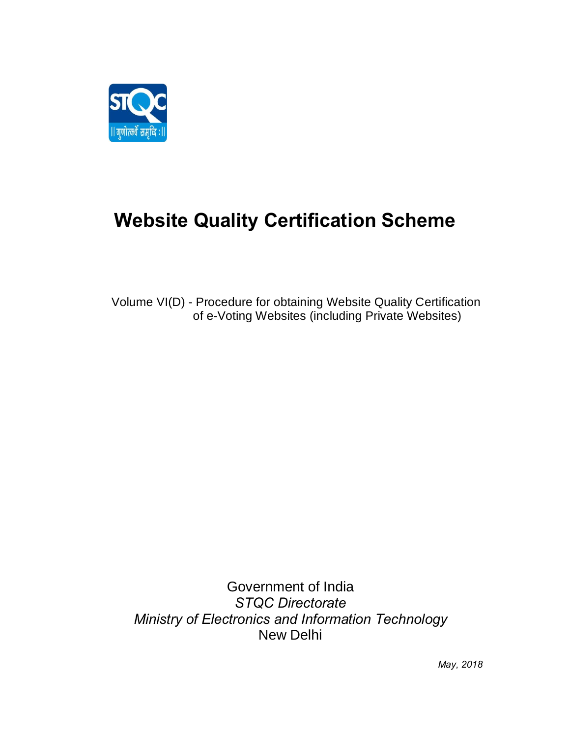# Website Quality Certification Scheme

Volume VI(D) - Procedure for obtaining Website Quality Certification of e-Voting Websites (including Private Websites)

Government of India
*STQC Directorate*
*Ministry of Electronics and Information Technology*
New Delhi

*May, 2018*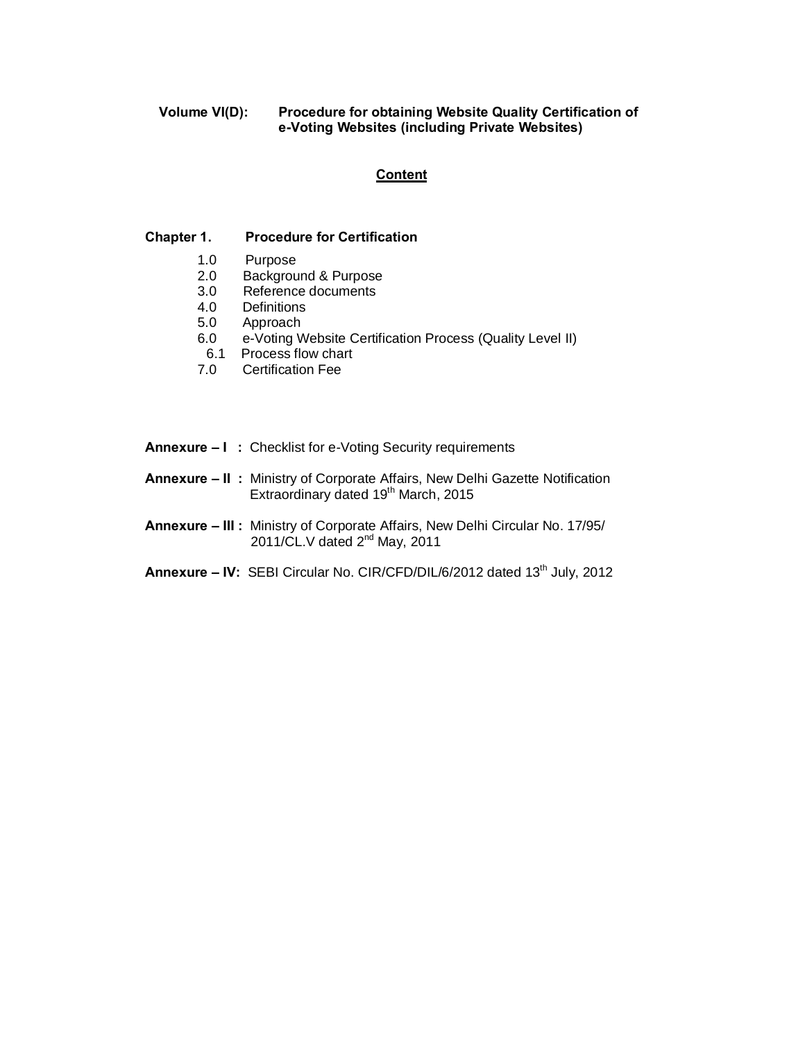**Volume VI(D): Procedure for obtaining Website Quality Certification of e-Voting Websites (including Private Websites)**

## Content

**Chapter 1. Procedure for Certification**

- 1.0 Purpose
- 2.0 Background & Purpose
- 3.0 Reference documents
- 4.0 Definitions
- 5.0 Approach
- 6.0 e-Voting Website Certification Process (Quality Level II)
  - 6.1 Process flow chart
- 7.0 Certification Fee

**Annexure – I :** Checklist for e-Voting Security requirements

**Annexure – II :** Ministry of Corporate Affairs, New Delhi Gazette Notification Extraordinary dated 19th March, 2015

**Annexure – III :** Ministry of Corporate Affairs, New Delhi Circular No. 17/95/ 2011/CL.V dated 2nd May, 2011

**Annexure – IV:** SEBI Circular No. CIR/CFD/DIL/6/2012 dated 13th July, 2012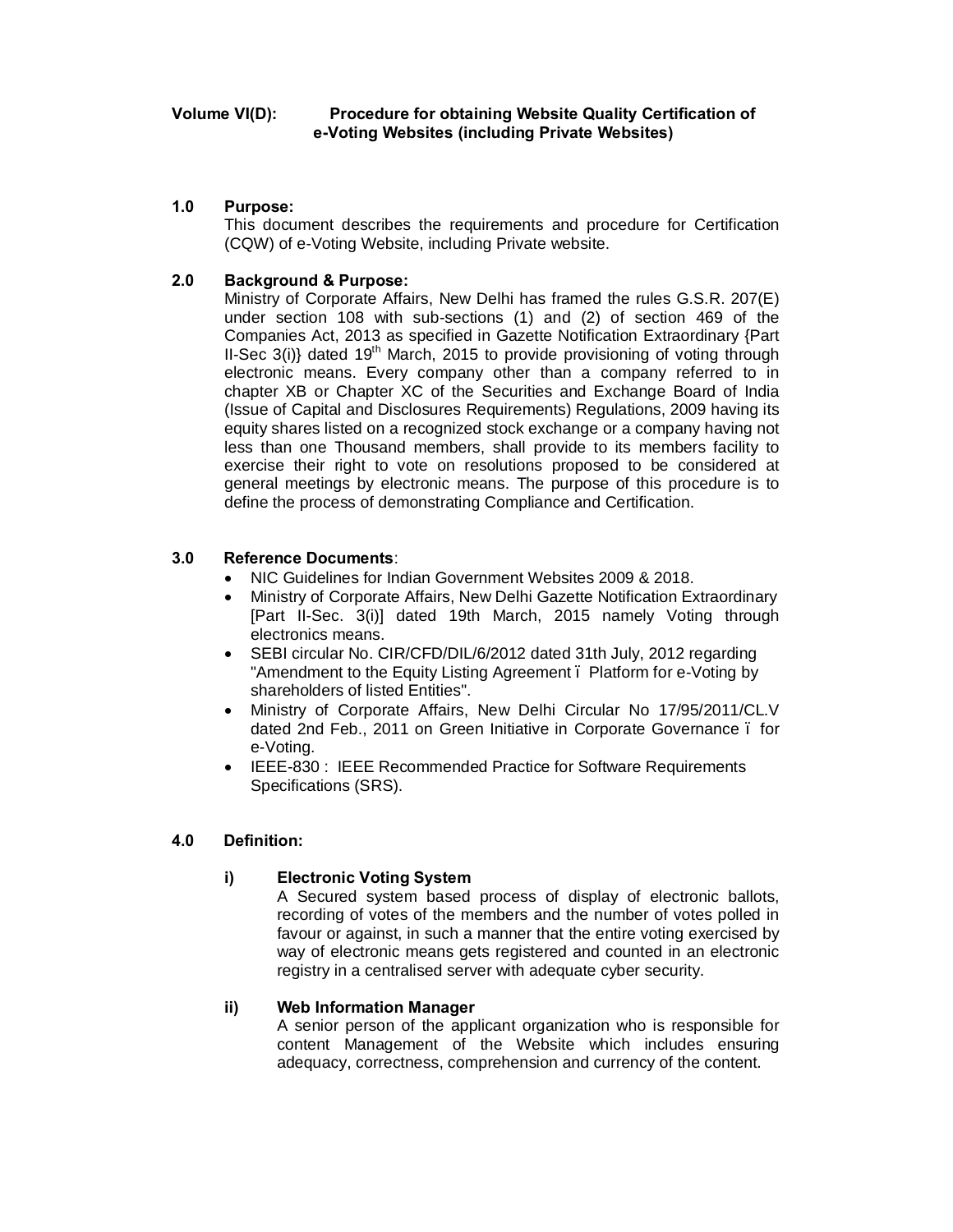**Volume VI(D): Procedure for obtaining Website Quality Certification of e-Voting Websites (including Private Websites)**

## 1.0 Purpose:

This document describes the requirements and procedure for Certification (CQW) of e-Voting Website, including Private website.

## 2.0 Background & Purpose:

Ministry of Corporate Affairs, New Delhi has framed the rules G.S.R. 207(E) under section 108 with sub-sections (1) and (2) of section 469 of the Companies Act, 2013 as specified in Gazette Notification Extraordinary {Part II-Sec 3(i)} dated 19th March, 2015 to provide provisioning of voting through electronic means. Every company other than a company referred to in chapter XB or Chapter XC of the Securities and Exchange Board of India (Issue of Capital and Disclosures Requirements) Regulations, 2009 having its equity shares listed on a recognized stock exchange or a company having not less than one Thousand members, shall provide to its members facility to exercise their right to vote on resolutions proposed to be considered at general meetings by electronic means. The purpose of this procedure is to define the process of demonstrating Compliance and Certification.

## 3.0 Reference Documents:

- NIC Guidelines for Indian Government Websites 2009 & 2018.
- Ministry of Corporate Affairs, New Delhi Gazette Notification Extraordinary [Part II-Sec. 3(i)] dated 19th March, 2015 namely Voting through electronics means.
- SEBI circular No. CIR/CFD/DIL/6/2012 dated 31th July, 2012 regarding "Amendment to the Equity Listing Agreement – Platform for e-Voting by shareholders of listed Entities".
- Ministry of Corporate Affairs, New Delhi Circular No 17/95/2011/CL.V dated 2nd Feb., 2011 on Green Initiative in Corporate Governance – for e-Voting.
- IEEE-830 : IEEE Recommended Practice for Software Requirements Specifications (SRS).

## 4.0 Definition:

### i) Electronic Voting System

A Secured system based process of display of electronic ballots, recording of votes of the members and the number of votes polled in favour or against, in such a manner that the entire voting exercised by way of electronic means gets registered and counted in an electronic registry in a centralised server with adequate cyber security.

### ii) Web Information Manager

A senior person of the applicant organization who is responsible for content Management of the Website which includes ensuring adequacy, correctness, comprehension and currency of the content.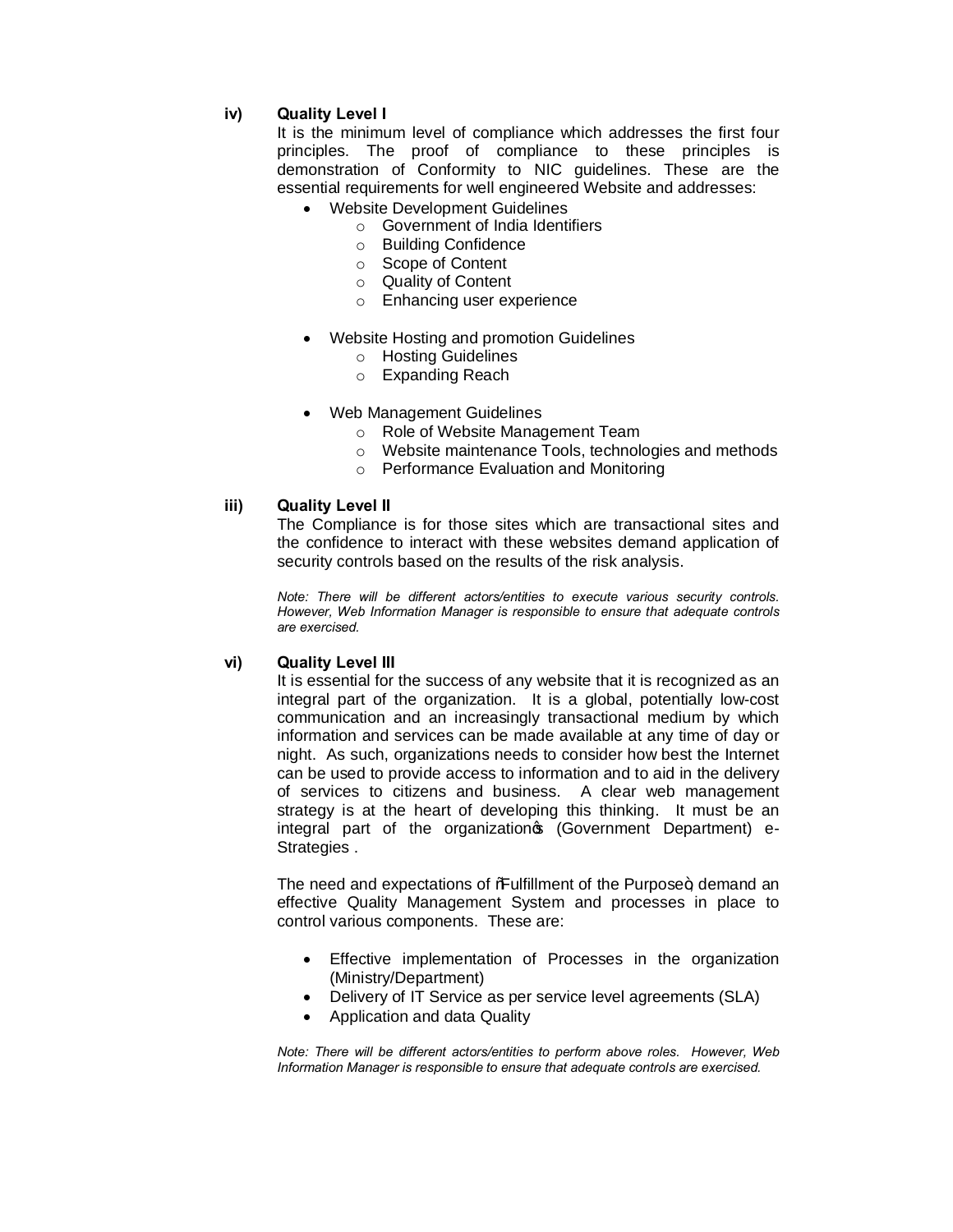**iv) Quality Level I**

It is the minimum level of compliance which addresses the first four principles. The proof of compliance to these principles is demonstration of Conformity to NIC guidelines. These are the essential requirements for well engineered Website and addresses:

- Website Development Guidelines
  - Government of India Identifiers
  - Building Confidence
  - Scope of Content
  - Quality of Content
  - Enhancing user experience
- Website Hosting and promotion Guidelines
  - Hosting Guidelines
  - Expanding Reach
- Web Management Guidelines
  - Role of Website Management Team
  - Website maintenance Tools, technologies and methods
  - Performance Evaluation and Monitoring

**iii) Quality Level II**

The Compliance is for those sites which are transactional sites and the confidence to interact with these websites demand application of security controls based on the results of the risk analysis.

*Note: There will be different actors/entities to execute various security controls. However, Web Information Manager is responsible to ensure that adequate controls are exercised.*

**vi) Quality Level III**

It is essential for the success of any website that it is recognized as an integral part of the organization. It is a global, potentially low-cost communication and an increasingly transactional medium by which information and services can be made available at any time of day or night. As such, organizations needs to consider how best the Internet can be used to provide access to information and to aid in the delivery of services to citizens and business. A clear web management strategy is at the heart of developing this thinking. It must be an integral part of the organization's (Government Department) e-Strategies .

The need and expectations of "Fulfillment of the Purpose", demand an effective Quality Management System and processes in place to control various components. These are:

- Effective implementation of Processes in the organization (Ministry/Department)
- Delivery of IT Service as per service level agreements (SLA)
- Application and data Quality

*Note: There will be different actors/entities to perform above roles. However, Web Information Manager is responsible to ensure that adequate controls are exercised.*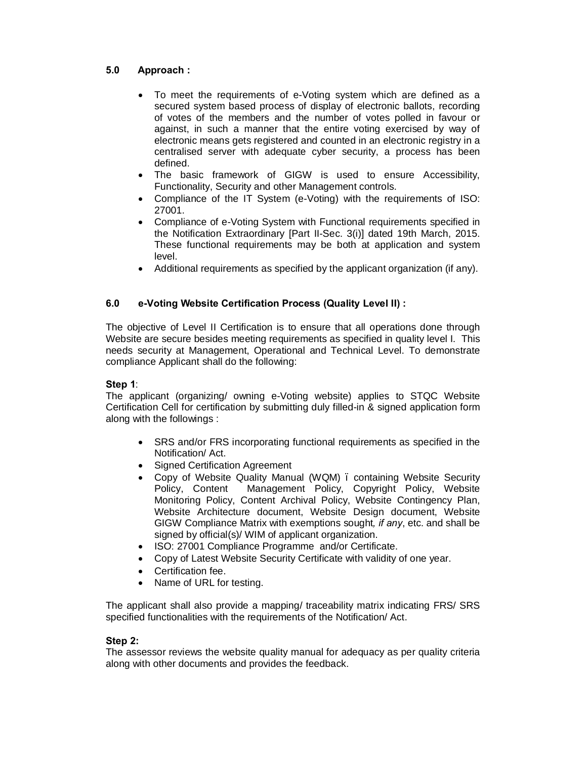## 5.0 Approach :

- To meet the requirements of e-Voting system which are defined as a secured system based process of display of electronic ballots, recording of votes of the members and the number of votes polled in favour or against, in such a manner that the entire voting exercised by way of electronic means gets registered and counted in an electronic registry in a centralised server with adequate cyber security, a process has been defined.
- The basic framework of GIGW is used to ensure Accessibility, Functionality, Security and other Management controls.
- Compliance of the IT System (e-Voting) with the requirements of ISO: 27001.
- Compliance of e-Voting System with Functional requirements specified in the Notification Extraordinary [Part II-Sec. 3(i)] dated 19th March, 2015. These functional requirements may be both at application and system level.
- Additional requirements as specified by the applicant organization (if any).

## 6.0 e-Voting Website Certification Process (Quality Level II) :

The objective of Level II Certification is to ensure that all operations done through Website are secure besides meeting requirements as specified in quality level I. This needs security at Management, Operational and Technical Level. To demonstrate compliance Applicant shall do the following:

**Step 1**:
The applicant (organizing/ owning e-Voting website) applies to STQC Website Certification Cell for certification by submitting duly filled-in & signed application form along with the followings :

- SRS and/or FRS incorporating functional requirements as specified in the Notification/ Act.
- Signed Certification Agreement
- Copy of Website Quality Manual (WQM) – containing Website Security Policy, Content Management Policy, Copyright Policy, Website Monitoring Policy, Content Archival Policy, Website Contingency Plan, Website Architecture document, Website Design document, Website GIGW Compliance Matrix with exemptions sought*, if any*, etc. and shall be signed by official(s)/ WIM of applicant organization.
- ISO: 27001 Compliance Programme and/or Certificate.
- Copy of Latest Website Security Certificate with validity of one year.
- Certification fee.
- Name of URL for testing.

The applicant shall also provide a mapping/ traceability matrix indicating FRS/ SRS specified functionalities with the requirements of the Notification/ Act.

**Step 2:**
The assessor reviews the website quality manual for adequacy as per quality criteria along with other documents and provides the feedback.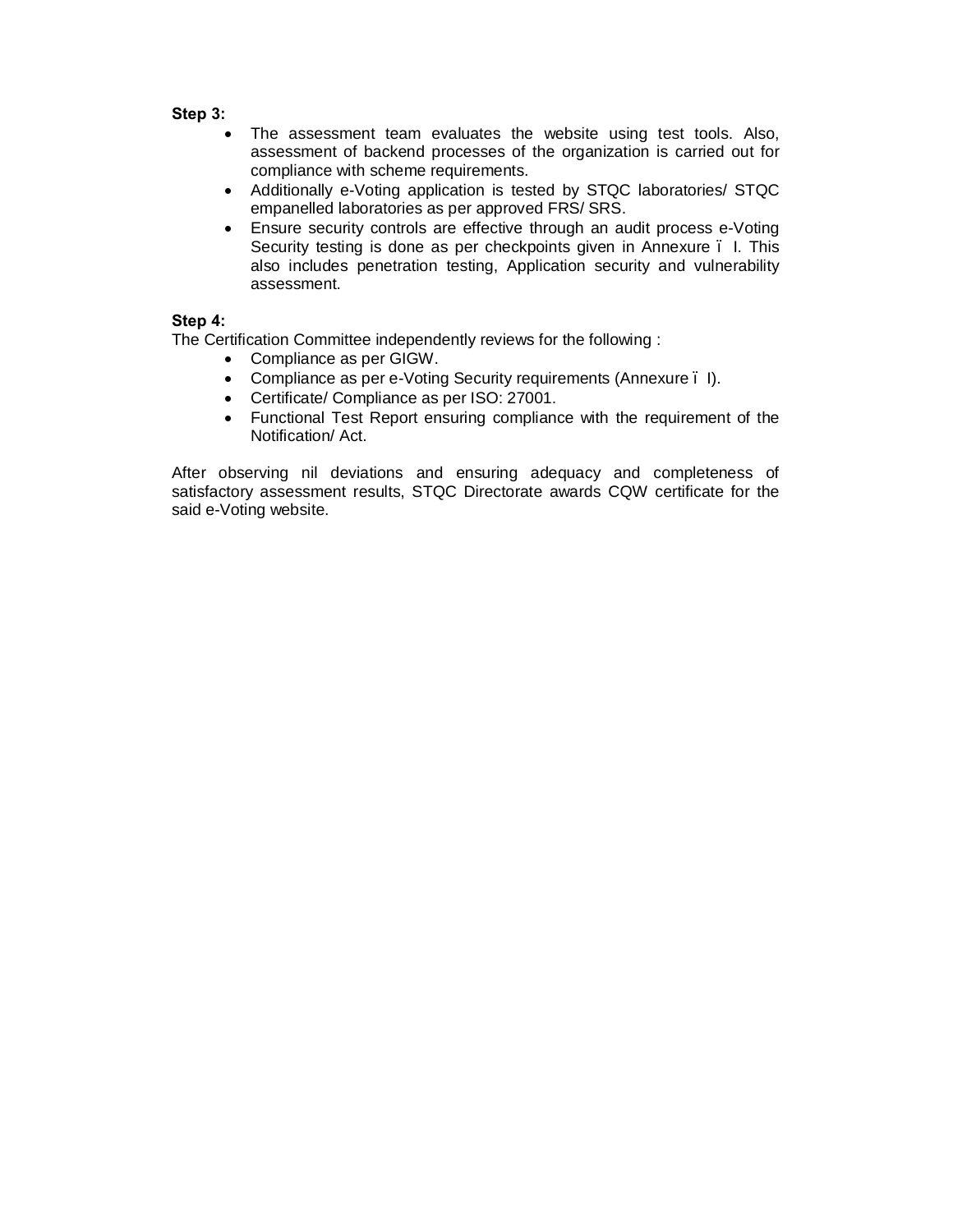**Step 3:**

- The assessment team evaluates the website using test tools. Also, assessment of backend processes of the organization is carried out for compliance with scheme requirements.
- Additionally e-Voting application is tested by STQC laboratories/ STQC empanelled laboratories as per approved FRS/ SRS.
- Ensure security controls are effective through an audit process e-Voting Security testing is done as per checkpoints given in Annexure – I. This also includes penetration testing, Application security and vulnerability assessment.

**Step 4:**

The Certification Committee independently reviews for the following :

- Compliance as per GIGW.
- Compliance as per e-Voting Security requirements (Annexure – I).
- Certificate/ Compliance as per ISO: 27001.
- Functional Test Report ensuring compliance with the requirement of the Notification/ Act.

After observing nil deviations and ensuring adequacy and completeness of satisfactory assessment results, STQC Directorate awards CQW certificate for the said e-Voting website.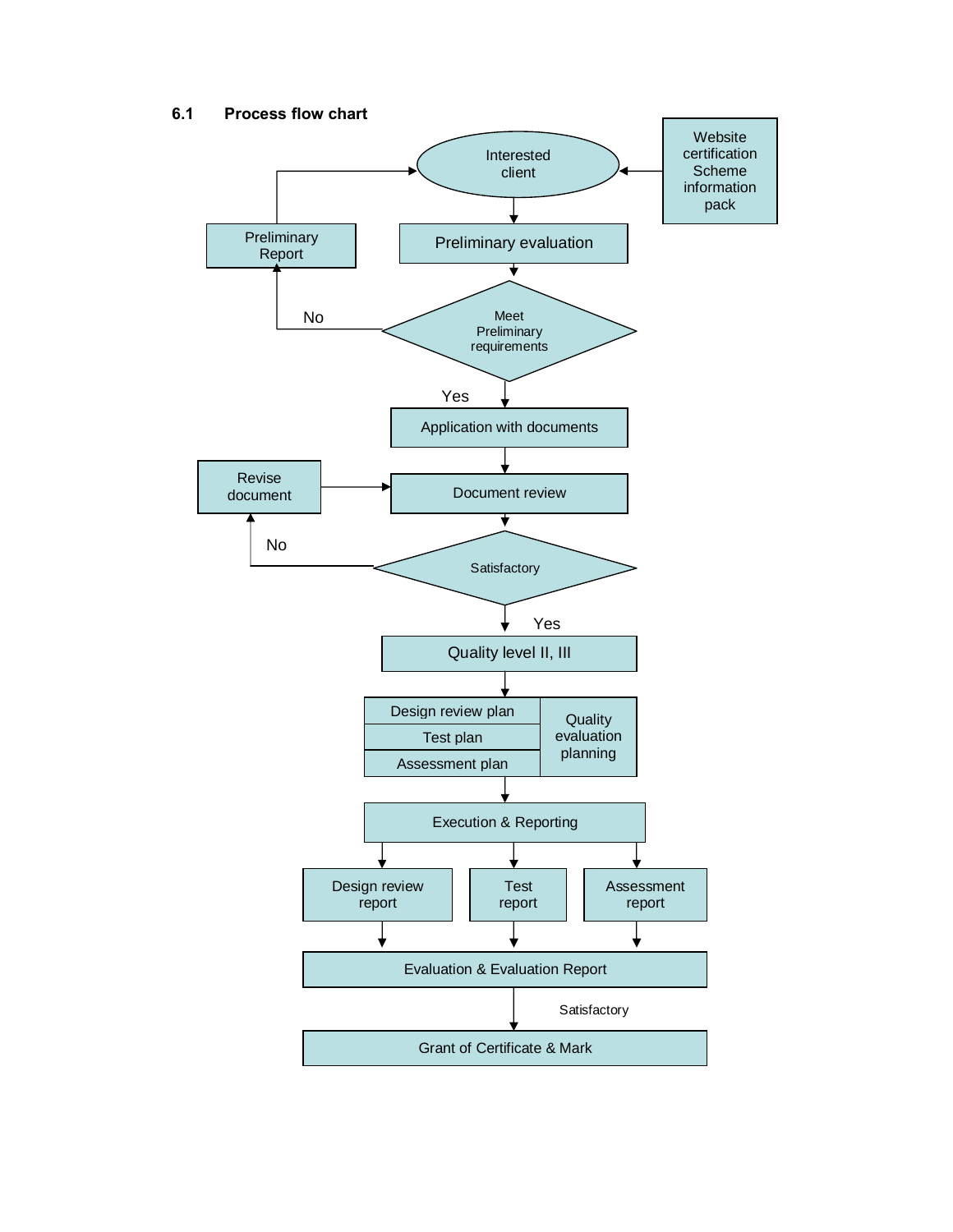## 6.1 Process flow chart

Website certification Scheme information pack

Interested client

Preliminary Report

Preliminary evaluation

No

Meet Preliminary requirements

Yes

Application with documents

Revise document

Document review

No

Satisfactory

Yes

Quality level II, III

| Design review plan | Quality evaluation planning |
| --- | --- |
| Test plan | |
| Assessment plan | |

Execution & Reporting

Design review report

Test report

Assessment report

Evaluation & Evaluation Report

Satisfactory

Grant of Certificate & Mark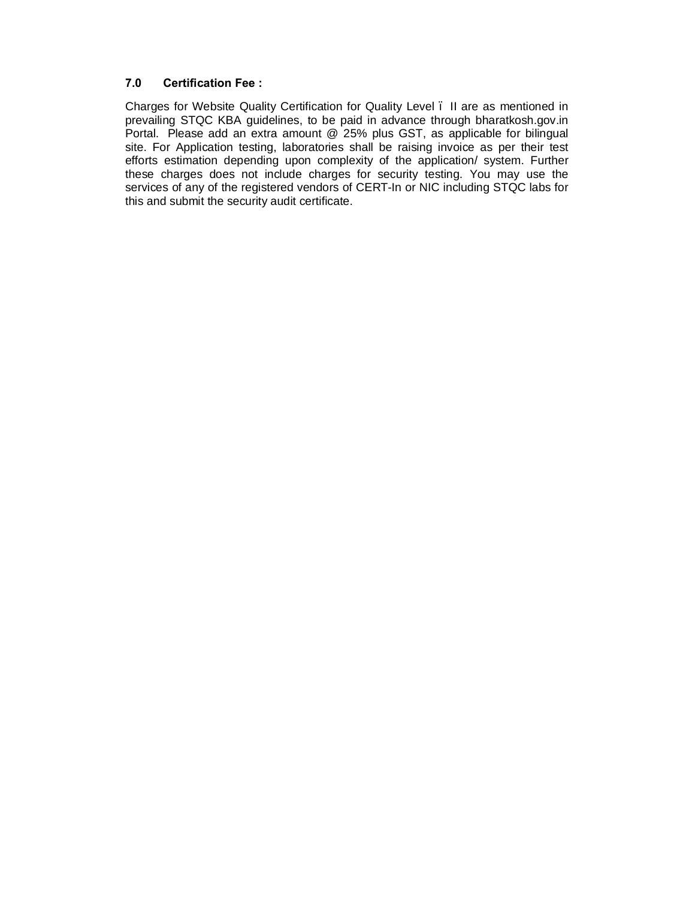## 7.0 Certification Fee :

Charges for Website Quality Certification for Quality Level – II are as mentioned in prevailing STQC KBA guidelines, to be paid in advance through bharatkosh.gov.in Portal. Please add an extra amount @ 25% plus GST, as applicable for bilingual site. For Application testing, laboratories shall be raising invoice as per their test efforts estimation depending upon complexity of the application/ system. Further these charges does not include charges for security testing. You may use the services of any of the registered vendors of CERT-In or NIC including STQC labs for this and submit the security audit certificate.